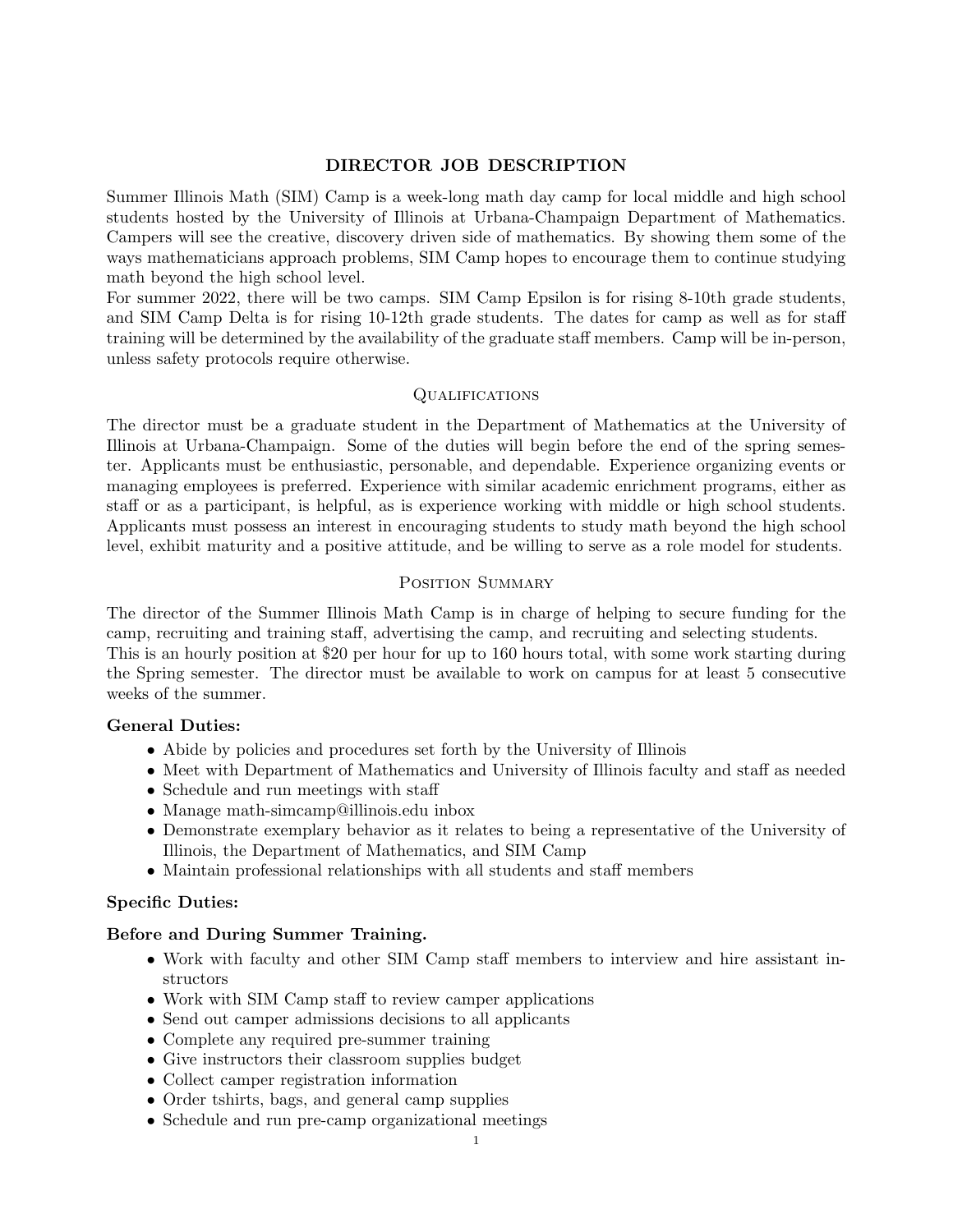# DIRECTOR JOB DESCRIPTION

Summer Illinois Math (SIM) Camp is a week-long math day camp for local middle and high school students hosted by the University of Illinois at Urbana-Champaign Department of Mathematics. Campers will see the creative, discovery driven side of mathematics. By showing them some of the ways mathematicians approach problems, SIM Camp hopes to encourage them to continue studying math beyond the high school level.

For summer 2022, there will be two camps. SIM Camp Epsilon is for rising 8-10th grade students, and SIM Camp Delta is for rising 10-12th grade students. The dates for camp as well as for staff training will be determined by the availability of the graduate staff members. Camp will be in-person, unless safety protocols require otherwise.

## Qualifications

The director must be a graduate student in the Department of Mathematics at the University of Illinois at Urbana-Champaign. Some of the duties will begin before the end of the spring semester. Applicants must be enthusiastic, personable, and dependable. Experience organizing events or managing employees is preferred. Experience with similar academic enrichment programs, either as staff or as a participant, is helpful, as is experience working with middle or high school students. Applicants must possess an interest in encouraging students to study math beyond the high school level, exhibit maturity and a positive attitude, and be willing to serve as a role model for students.

## Position Summary

The director of the Summer Illinois Math Camp is in charge of helping to secure funding for the camp, recruiting and training staff, advertising the camp, and recruiting and selecting students.

This is an hourly position at $20 per hour for up to 160 hours total, with some work starting during the Spring semester. The director must be available to work on campus for at least 5 consecutive weeks of the summer.

**General Duties:**

- Abide by policies and procedures set forth by the University of Illinois
- Meet with Department of Mathematics and University of Illinois faculty and staff as needed
- Schedule and run meetings with staff
- Manage math-simcamp@illinois.edu inbox
- Demonstrate exemplary behavior as it relates to being a representative of the University of Illinois, the Department of Mathematics, and SIM Camp
- Maintain professional relationships with all students and staff members

**Specific Duties:**

**Before and During Summer Training.**

- Work with faculty and other SIM Camp staff members to interview and hire assistant instructors
- Work with SIM Camp staff to review camper applications
- Send out camper admissions decisions to all applicants
- Complete any required pre-summer training
- Give instructors their classroom supplies budget
- Collect camper registration information
- Order tshirts, bags, and general camp supplies
- Schedule and run pre-camp organizational meetings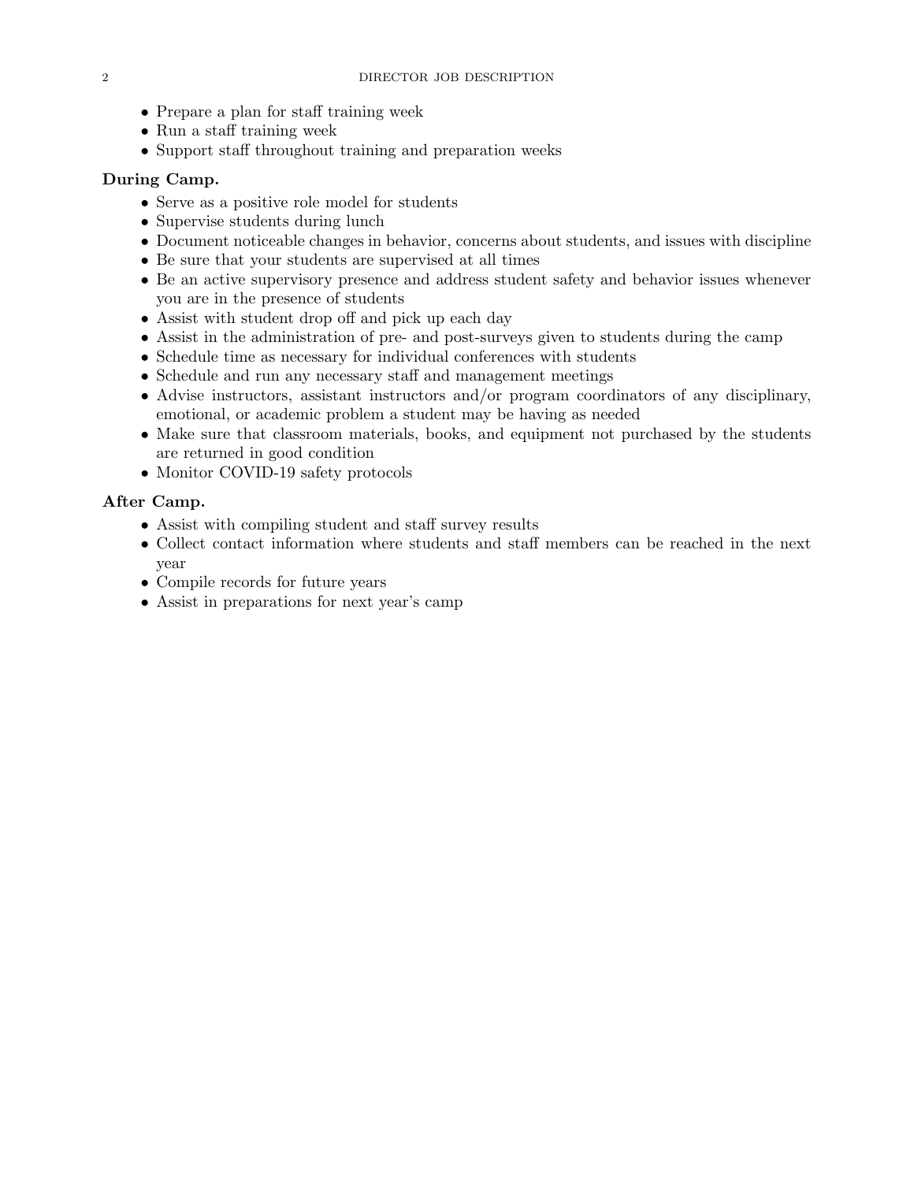- Prepare a plan for staff training week
- Run a staff training week
- Support staff throughout training and preparation weeks

**During Camp.**

- Serve as a positive role model for students
- Supervise students during lunch
- Document noticeable changes in behavior, concerns about students, and issues with discipline
- Be sure that your students are supervised at all times
- Be an active supervisory presence and address student safety and behavior issues whenever you are in the presence of students
- Assist with student drop off and pick up each day
- Assist in the administration of pre- and post-surveys given to students during the camp
- Schedule time as necessary for individual conferences with students
- Schedule and run any necessary staff and management meetings
- Advise instructors, assistant instructors and/or program coordinators of any disciplinary, emotional, or academic problem a student may be having as needed
- Make sure that classroom materials, books, and equipment not purchased by the students are returned in good condition
- Monitor COVID-19 safety protocols

**After Camp.**

- Assist with compiling student and staff survey results
- Collect contact information where students and staff members can be reached in the next year
- Compile records for future years
- Assist in preparations for next year's camp